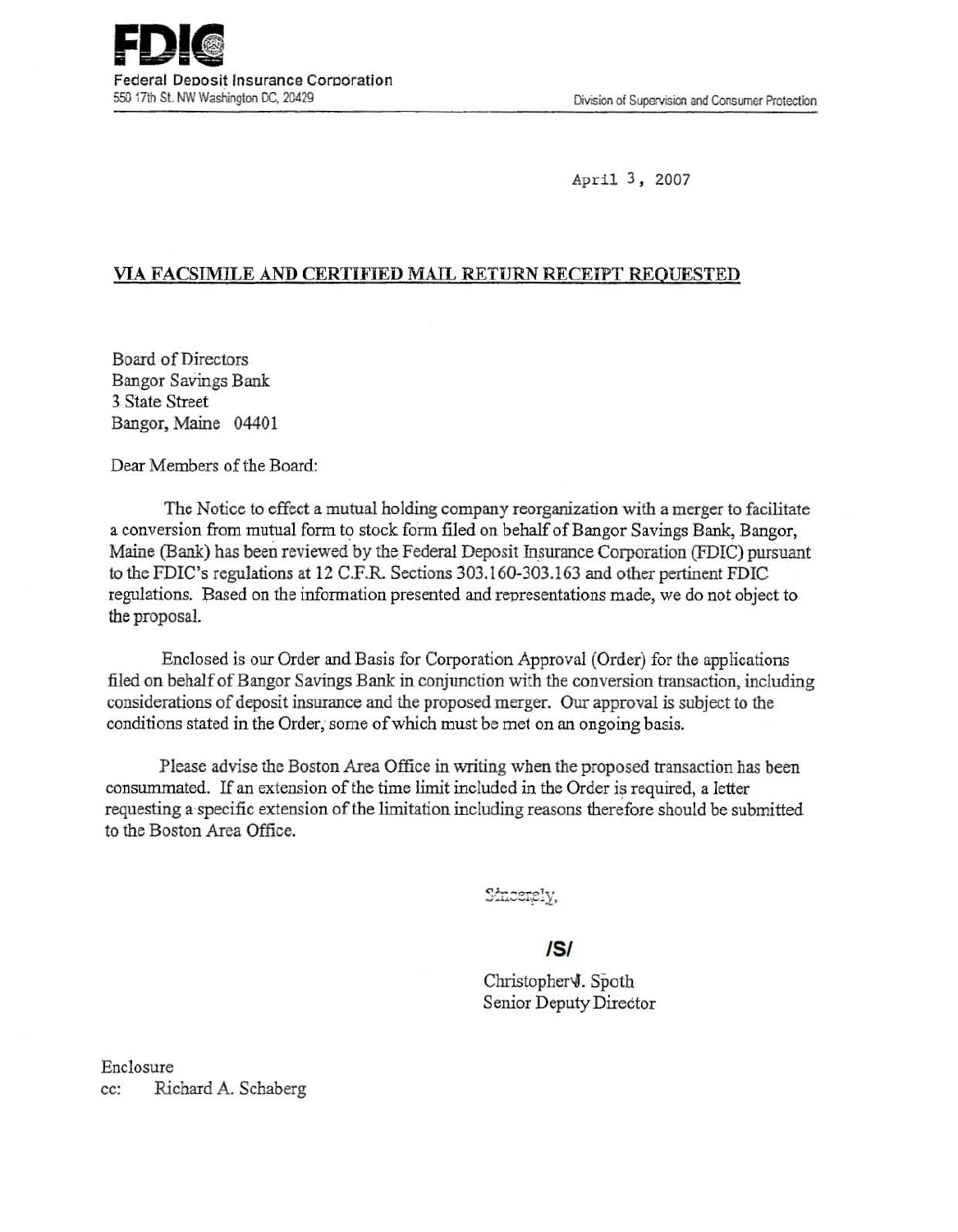**FDIC**

Federal Deposit Insurance Corporation
550 17th St. NW Washington DC, 20429

Division of Supervision and Consumer Protection

April 3, 2007

**VIA FACSIMILE AND CERTIFIED MAIL RETURN RECEIPT REQUESTED**

Board of Directors
Bangor Savings Bank
3 State Street
Bangor, Maine 04401

Dear Members of the Board:

The Notice to effect a mutual holding company reorganization with a merger to facilitate a conversion from mutual form to stock form filed on behalf of Bangor Savings Bank, Bangor, Maine (Bank) has been reviewed by the Federal Deposit Insurance Corporation (FDIC) pursuant to the FDIC's regulations at 12 C.F.R. Sections 303.160-303.163 and other pertinent FDIC regulations. Based on the information presented and representations made, we do not object to the proposal.

Enclosed is our Order and Basis for Corporation Approval (Order) for the applications filed on behalf of Bangor Savings Bank in conjunction with the conversion transaction, including considerations of deposit insurance and the proposed merger. Our approval is subject to the conditions stated in the Order, some of which must be met on an ongoing basis.

Please advise the Boston Area Office in writing when the proposed transaction has been consummated. If an extension of the time limit included in the Order is required, a letter requesting a specific extension of the limitation including reasons therefore should be submitted to the Boston Area Office.

Sincerely,

**/S/**

Christopher J. Spoth
Senior Deputy Director

Enclosure
cc: Richard A. Schaberg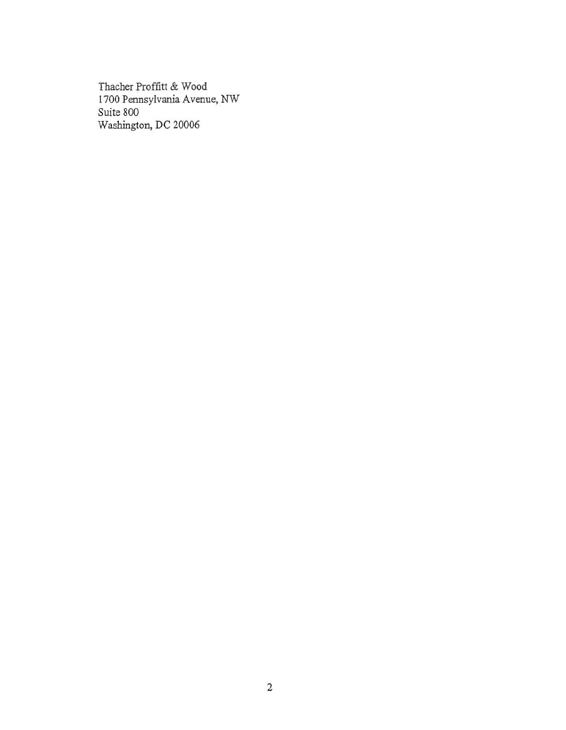Thacher Proffitt & Wood
1700 Pennsylvania Avenue, NW
Suite 800
Washington, DC 20006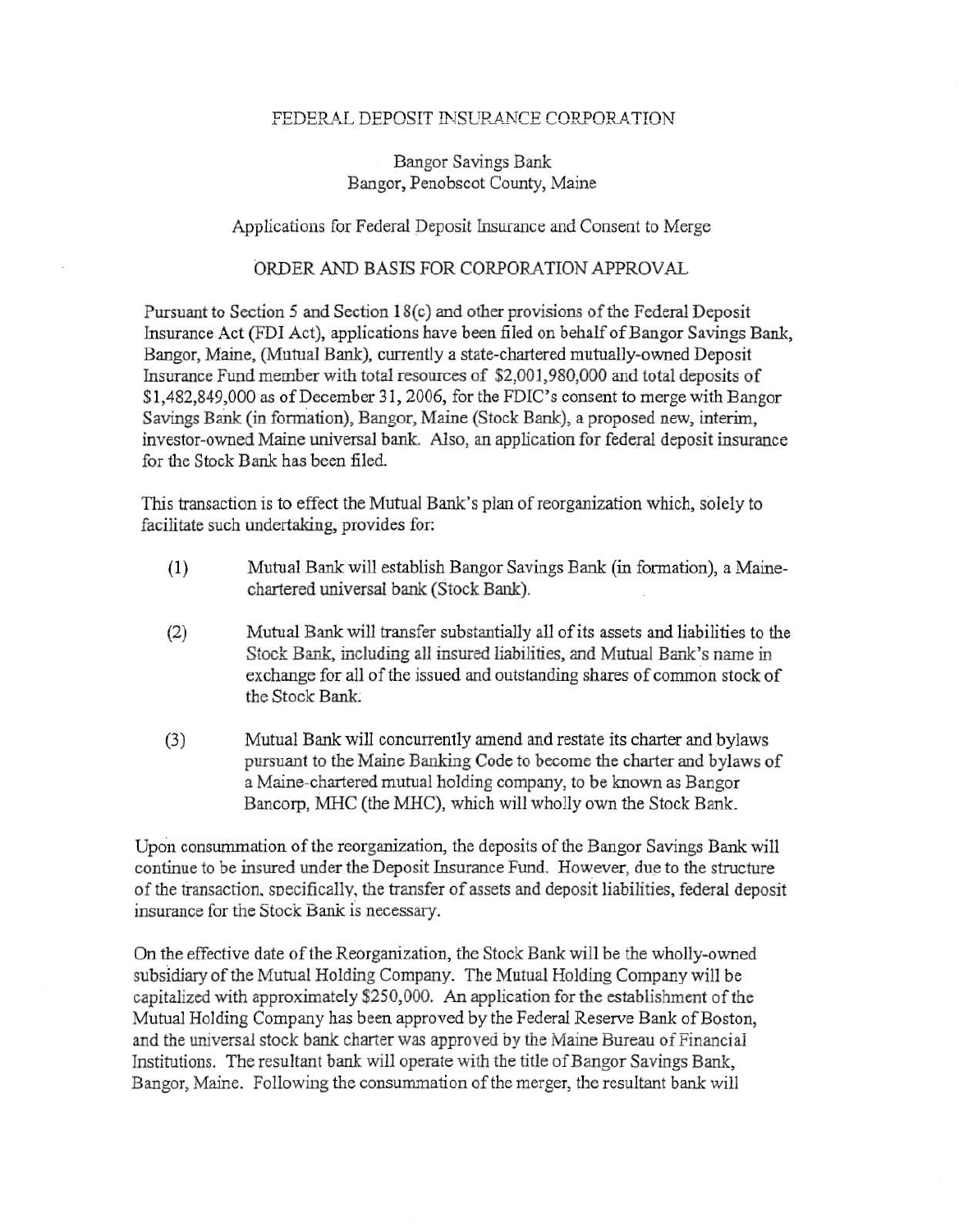FEDERAL DEPOSIT INSURANCE CORPORATION

Bangor Savings Bank
Bangor, Penobscot County, Maine

Applications for Federal Deposit Insurance and Consent to Merge

ORDER AND BASIS FOR CORPORATION APPROVAL

Pursuant to Section 5 and Section 18(c) and other provisions of the Federal Deposit Insurance Act (FDI Act), applications have been filed on behalf of Bangor Savings Bank, Bangor, Maine, (Mutual Bank), currently a state-chartered mutually-owned Deposit Insurance Fund member with total resources of $2,001,980,000 and total deposits of $1,482,849,000 as of December 31, 2006, for the FDIC's consent to merge with Bangor Savings Bank (in formation), Bangor, Maine (Stock Bank), a proposed new, interim, investor-owned Maine universal bank. Also, an application for federal deposit insurance for the Stock Bank has been filed.

This transaction is to effect the Mutual Bank's plan of reorganization which, solely to facilitate such undertaking, provides for:

(1) Mutual Bank will establish Bangor Savings Bank (in formation), a Maine-chartered universal bank (Stock Bank).

(2) Mutual Bank will transfer substantially all of its assets and liabilities to the Stock Bank, including all insured liabilities, and Mutual Bank's name in exchange for all of the issued and outstanding shares of common stock of the Stock Bank.

(3) Mutual Bank will concurrently amend and restate its charter and bylaws pursuant to the Maine Banking Code to become the charter and bylaws of a Maine-chartered mutual holding company, to be known as Bangor Bancorp, MHC (the MHC), which will wholly own the Stock Bank.

Upon consummation of the reorganization, the deposits of the Bangor Savings Bank will continue to be insured under the Deposit Insurance Fund. However, due to the structure of the transaction, specifically, the transfer of assets and deposit liabilities, federal deposit insurance for the Stock Bank is necessary.

On the effective date of the Reorganization, the Stock Bank will be the wholly-owned subsidiary of the Mutual Holding Company. The Mutual Holding Company will be capitalized with approximately $250,000. An application for the establishment of the Mutual Holding Company has been approved by the Federal Reserve Bank of Boston, and the universal stock bank charter was approved by the Maine Bureau of Financial Institutions. The resultant bank will operate with the title of Bangor Savings Bank, Bangor, Maine. Following the consummation of the merger, the resultant bank will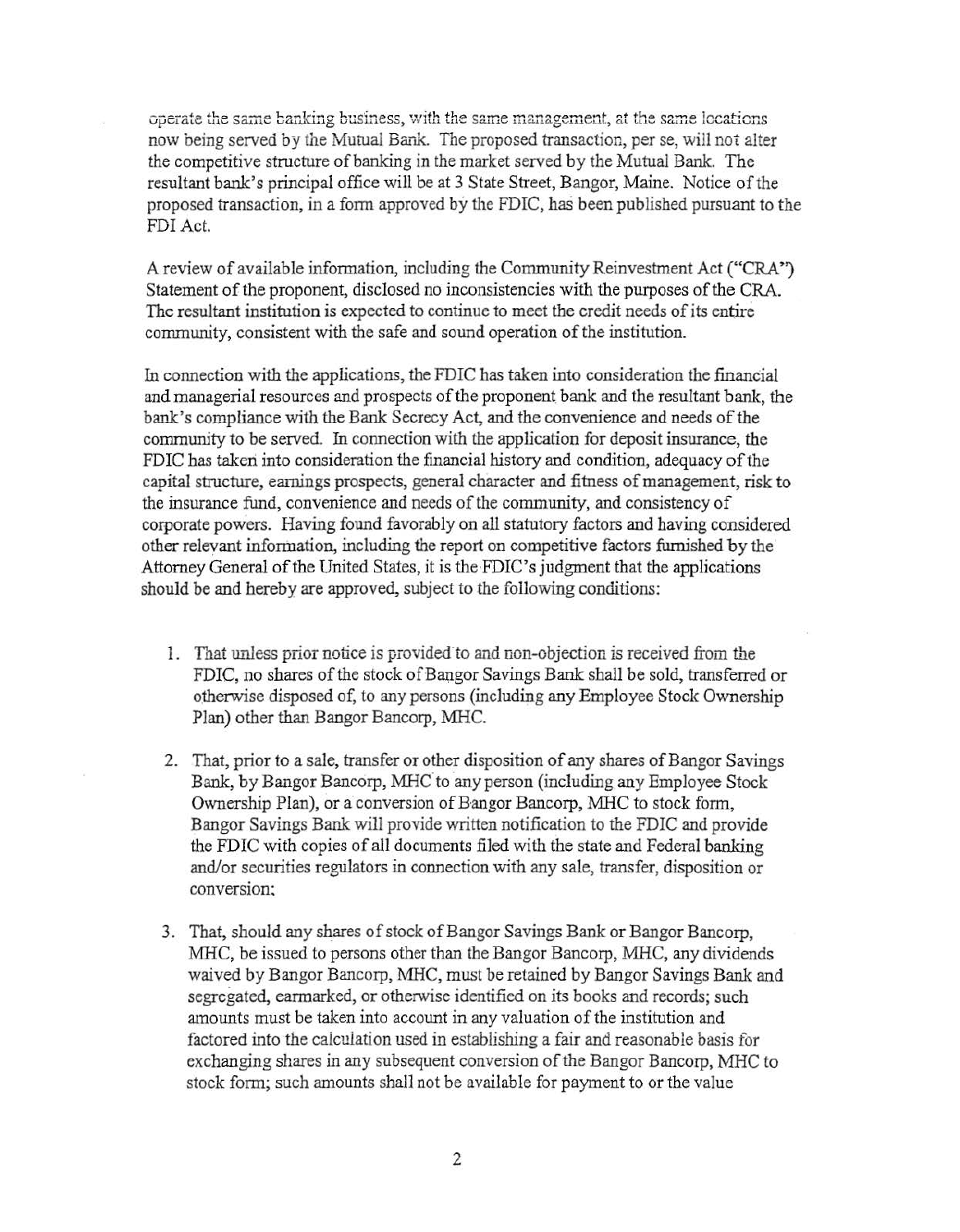operate the same banking business, with the same management, at the same locations now being served by the Mutual Bank. The proposed transaction, per se, will not alter the competitive structure of banking in the market served by the Mutual Bank. The resultant bank's principal office will be at 3 State Street, Bangor, Maine. Notice of the proposed transaction, in a form approved by the FDIC, has been published pursuant to the FDI Act.

A review of available information, including the Community Reinvestment Act ("CRA") Statement of the proponent, disclosed no inconsistencies with the purposes of the CRA. The resultant institution is expected to continue to meet the credit needs of its entire community, consistent with the safe and sound operation of the institution.

In connection with the applications, the FDIC has taken into consideration the financial and managerial resources and prospects of the proponent bank and the resultant bank, the bank's compliance with the Bank Secrecy Act, and the convenience and needs of the community to be served. In connection with the application for deposit insurance, the FDIC has taken into consideration the financial history and condition, adequacy of the capital structure, earnings prospects, general character and fitness of management, risk to the insurance fund, convenience and needs of the community, and consistency of corporate powers. Having found favorably on all statutory factors and having considered other relevant information, including the report on competitive factors furnished by the Attorney General of the United States, it is the FDIC's judgment that the applications should be and hereby are approved, subject to the following conditions:

1. That unless prior notice is provided to and non-objection is received from the FDIC, no shares of the stock of Bangor Savings Bank shall be sold, transferred or otherwise disposed of, to any persons (including any Employee Stock Ownership Plan) other than Bangor Bancorp, MHC.

2. That, prior to a sale, transfer or other disposition of any shares of Bangor Savings Bank, by Bangor Bancorp, MHC to any person (including any Employee Stock Ownership Plan), or a conversion of Bangor Bancorp, MHC to stock form, Bangor Savings Bank will provide written notification to the FDIC and provide the FDIC with copies of all documents filed with the state and Federal banking and/or securities regulators in connection with any sale, transfer, disposition or conversion;

3. That, should any shares of stock of Bangor Savings Bank or Bangor Bancorp, MHC, be issued to persons other than the Bangor Bancorp, MHC, any dividends waived by Bangor Bancorp, MHC, must be retained by Bangor Savings Bank and segregated, earmarked, or otherwise identified on its books and records; such amounts must be taken into account in any valuation of the institution and factored into the calculation used in establishing a fair and reasonable basis for exchanging shares in any subsequent conversion of the Bangor Bancorp, MHC to stock form; such amounts shall not be available for payment to or the value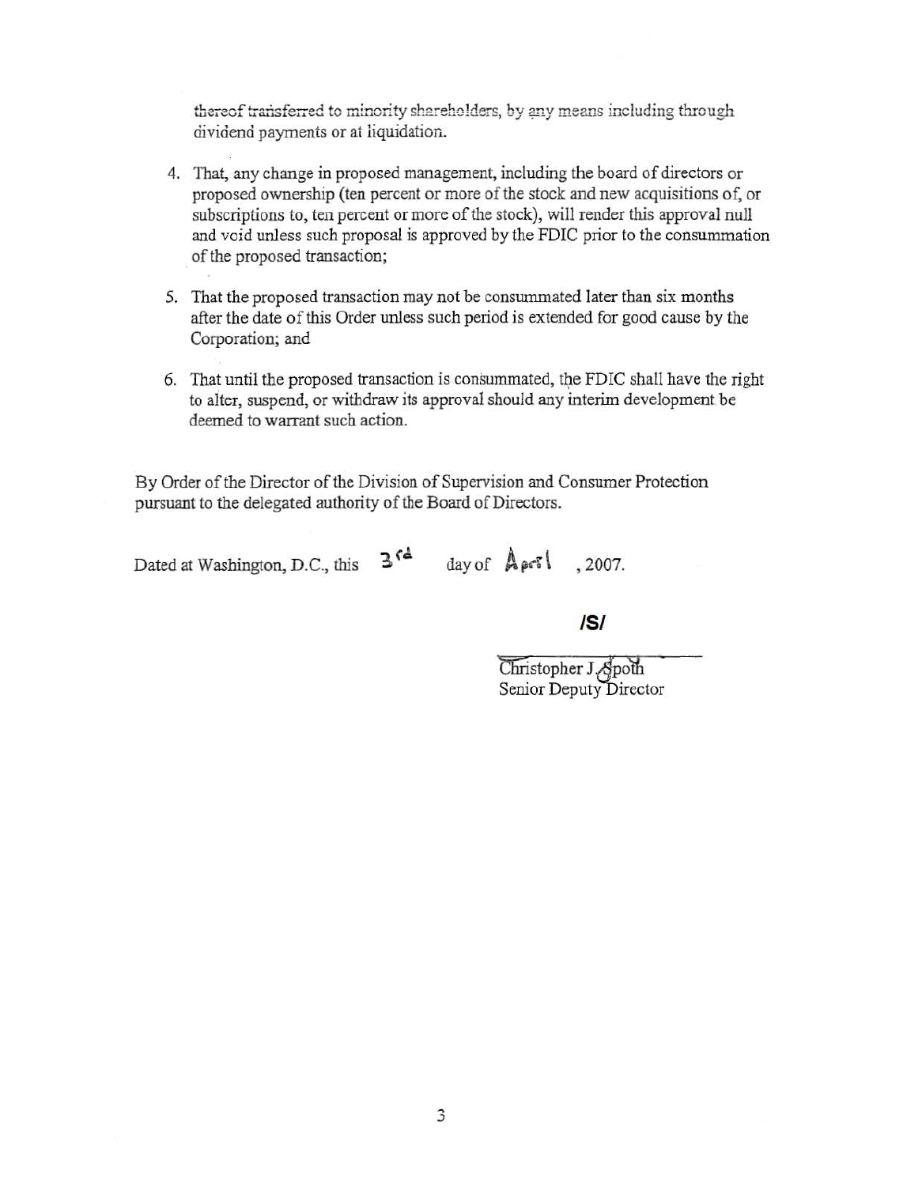thereof transferred to minority shareholders, by any means including through dividend payments or at liquidation.

4. That, any change in proposed management, including the board of directors or proposed ownership (ten percent or more of the stock and new acquisitions of, or subscriptions to, ten percent or more of the stock), will render this approval null and void unless such proposal is approved by the FDIC prior to the consummation of the proposed transaction;

5. That the proposed transaction may not be consummated later than six months after the date of this Order unless such period is extended for good cause by the Corporation; and

6. That until the proposed transaction is consummated, the FDIC shall have the right to alter, suspend, or withdraw its approval should any interim development be deemed to warrant such action.

By Order of the Director of the Division of Supervision and Consumer Protection pursuant to the delegated authority of the Board of Directors.

Dated at Washington, D.C., this 3rd day of April, 2007.

/S/

Christopher J. Spoth
Senior Deputy Director